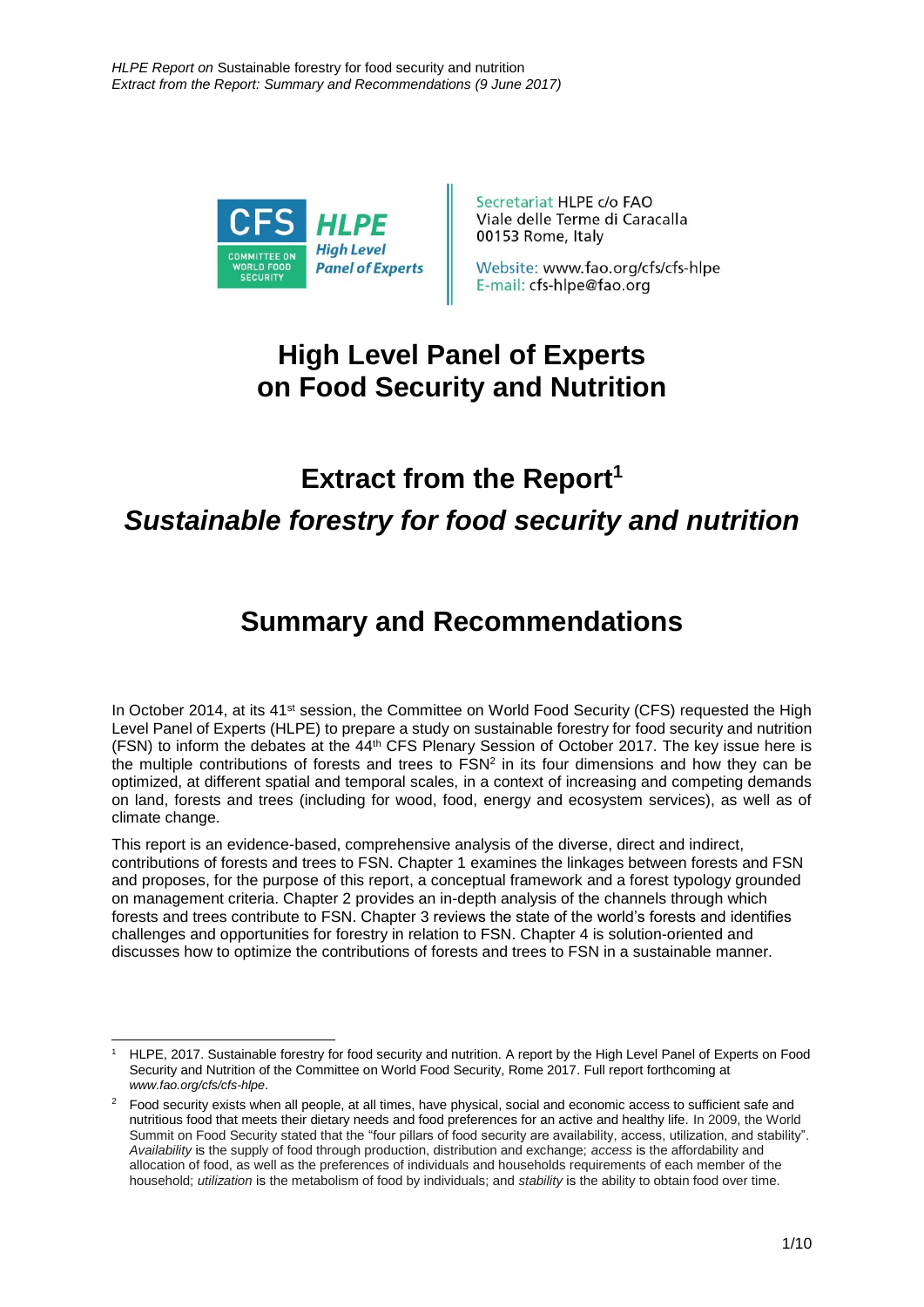HLPE Report on Sustainable forestry for food security and nutrition
*Extract from the Report: Summary and Recommendations (9 June 2017)*

CFS — COMMITTEE ON WORLD FOOD SECURITY
**HLPE** *High Level Panel of Experts*

Secretariat HLPE c/o FAO
Viale delle Terme di Caracalla
00153 Rome, Italy

Website: www.fao.org/cfs/cfs-hlpe
E-mail: cfs-hlpe@fao.org

# High Level Panel of Experts on Food Security and Nutrition

## Extract from the Report[1]

## *Sustainable forestry for food security and nutrition*

# Summary and Recommendations

In October 2014, at its 41st session, the Committee on World Food Security (CFS) requested the High Level Panel of Experts (HLPE) to prepare a study on sustainable forestry for food security and nutrition (FSN) to inform the debates at the 44th CFS Plenary Session of October 2017. The key issue here is the multiple contributions of forests and trees to FSN[2] in its four dimensions and how they can be optimized, at different spatial and temporal scales, in a context of increasing and competing demands on land, forests and trees (including for wood, food, energy and ecosystem services), as well as of climate change.

This report is an evidence-based, comprehensive analysis of the diverse, direct and indirect, contributions of forests and trees to FSN. Chapter 1 examines the linkages between forests and FSN and proposes, for the purpose of this report, a conceptual framework and a forest typology grounded on management criteria. Chapter 2 provides an in-depth analysis of the channels through which forests and trees contribute to FSN. Chapter 3 reviews the state of the world's forests and identifies challenges and opportunities for forestry in relation to FSN. Chapter 4 is solution-oriented and discusses how to optimize the contributions of forests and trees to FSN in a sustainable manner.

---

[1] HLPE, 2017. Sustainable forestry for food security and nutrition. A report by the High Level Panel of Experts on Food Security and Nutrition of the Committee on World Food Security, Rome 2017. Full report forthcoming at *www.fao.org/cfs/cfs-hlpe*.

[2] Food security exists when all people, at all times, have physical, social and economic access to sufficient safe and nutritious food that meets their dietary needs and food preferences for an active and healthy life. In 2009, the World Summit on Food Security stated that the "four pillars of food security are availability, access, utilization, and stability". *Availability* is the supply of food through production, distribution and exchange; *access* is the affordability and allocation of food, as well as the preferences of individuals and households requirements of each member of the household; *utilization* is the metabolism of food by individuals; and *stability* is the ability to obtain food over time.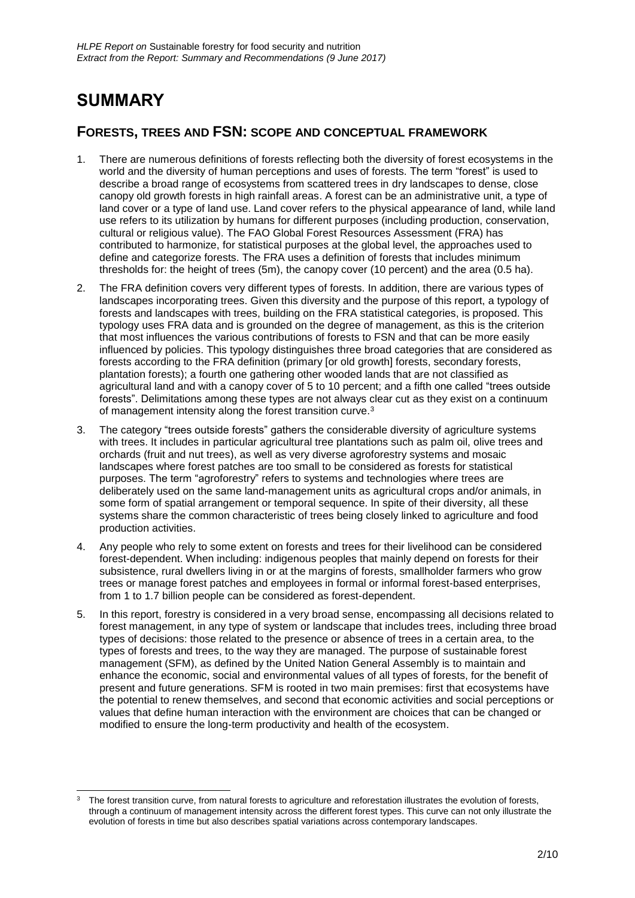# SUMMARY

## FORESTS, TREES AND FSN: SCOPE AND CONCEPTUAL FRAMEWORK

1. There are numerous definitions of forests reflecting both the diversity of forest ecosystems in the world and the diversity of human perceptions and uses of forests. The term "forest" is used to describe a broad range of ecosystems from scattered trees in dry landscapes to dense, close canopy old growth forests in high rainfall areas. A forest can be an administrative unit, a type of land cover or a type of land use. Land cover refers to the physical appearance of land, while land use refers to its utilization by humans for different purposes (including production, conservation, cultural or religious value). The FAO Global Forest Resources Assessment (FRA) has contributed to harmonize, for statistical purposes at the global level, the approaches used to define and categorize forests. The FRA uses a definition of forests that includes minimum thresholds for: the height of trees (5m), the canopy cover (10 percent) and the area (0.5 ha).

2. The FRA definition covers very different types of forests. In addition, there are various types of landscapes incorporating trees. Given this diversity and the purpose of this report, a typology of forests and landscapes with trees, building on the FRA statistical categories, is proposed. This typology uses FRA data and is grounded on the degree of management, as this is the criterion that most influences the various contributions of forests to FSN and that can be more easily influenced by policies. This typology distinguishes three broad categories that are considered as forests according to the FRA definition (primary [or old growth] forests, secondary forests, plantation forests); a fourth one gathering other wooded lands that are not classified as agricultural land and with a canopy cover of 5 to 10 percent; and a fifth one called "trees outside forests". Delimitations among these types are not always clear cut as they exist on a continuum of management intensity along the forest transition curve.[3]

3. The category "trees outside forests" gathers the considerable diversity of agriculture systems with trees. It includes in particular agricultural tree plantations such as palm oil, olive trees and orchards (fruit and nut trees), as well as very diverse agroforestry systems and mosaic landscapes where forest patches are too small to be considered as forests for statistical purposes. The term "agroforestry" refers to systems and technologies where trees are deliberately used on the same land-management units as agricultural crops and/or animals, in some form of spatial arrangement or temporal sequence. In spite of their diversity, all these systems share the common characteristic of trees being closely linked to agriculture and food production activities.

4. Any people who rely to some extent on forests and trees for their livelihood can be considered forest-dependent. When including: indigenous peoples that mainly depend on forests for their subsistence, rural dwellers living in or at the margins of forests, smallholder farmers who grow trees or manage forest patches and employees in formal or informal forest-based enterprises, from 1 to 1.7 billion people can be considered as forest-dependent.

5. In this report, forestry is considered in a very broad sense, encompassing all decisions related to forest management, in any type of system or landscape that includes trees, including three broad types of decisions: those related to the presence or absence of trees in a certain area, to the types of forests and trees, to the way they are managed. The purpose of sustainable forest management (SFM), as defined by the United Nation General Assembly is to maintain and enhance the economic, social and environmental values of all types of forests, for the benefit of present and future generations. SFM is rooted in two main premises: first that ecosystems have the potential to renew themselves, and second that economic activities and social perceptions or values that define human interaction with the environment are choices that can be changed or modified to ensure the long-term productivity and health of the ecosystem.

---

[3] The forest transition curve, from natural forests to agriculture and reforestation illustrates the evolution of forests, through a continuum of management intensity across the different forest types. This curve can not only illustrate the evolution of forests in time but also describes spatial variations across contemporary landscapes.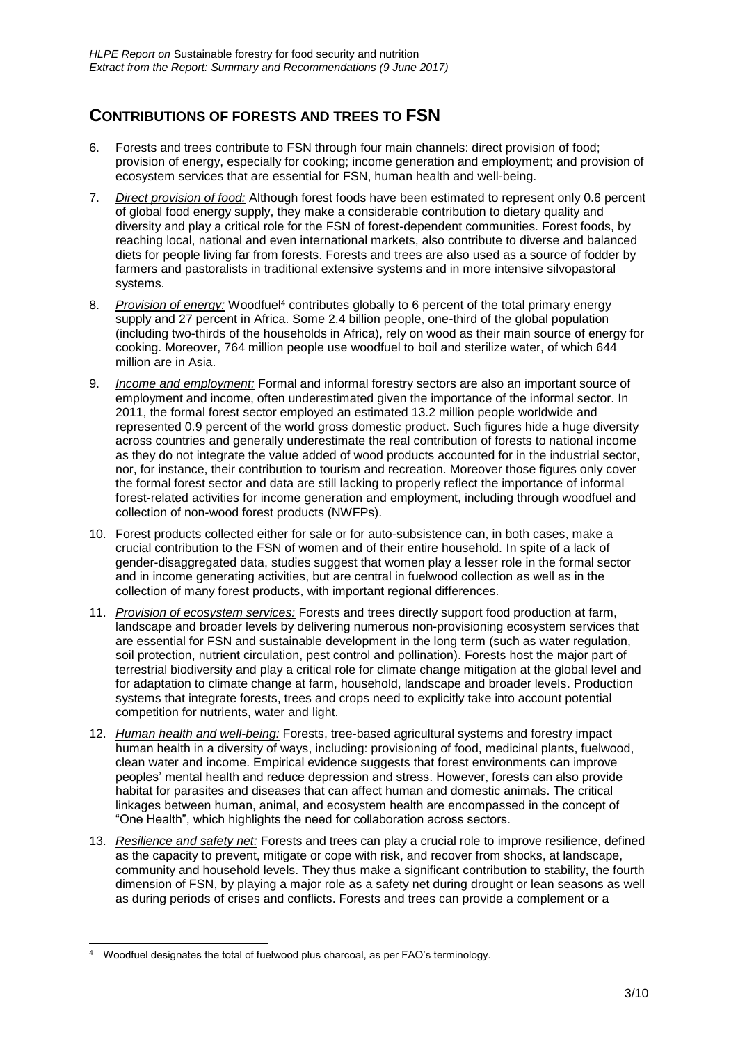## CONTRIBUTIONS OF FORESTS AND TREES TO FSN

6. Forests and trees contribute to FSN through four main channels: direct provision of food; provision of energy, especially for cooking; income generation and employment; and provision of ecosystem services that are essential for FSN, human health and well-being.

7. *Direct provision of food:* Although forest foods have been estimated to represent only 0.6 percent of global food energy supply, they make a considerable contribution to dietary quality and diversity and play a critical role for the FSN of forest-dependent communities. Forest foods, by reaching local, national and even international markets, also contribute to diverse and balanced diets for people living far from forests. Forests and trees are also used as a source of fodder by farmers and pastoralists in traditional extensive systems and in more intensive silvopastoral systems.

8. *Provision of energy:* Woodfuel[4] contributes globally to 6 percent of the total primary energy supply and 27 percent in Africa. Some 2.4 billion people, one-third of the global population (including two-thirds of the households in Africa), rely on wood as their main source of energy for cooking. Moreover, 764 million people use woodfuel to boil and sterilize water, of which 644 million are in Asia.

9. *Income and employment:* Formal and informal forestry sectors are also an important source of employment and income, often underestimated given the importance of the informal sector. In 2011, the formal forest sector employed an estimated 13.2 million people worldwide and represented 0.9 percent of the world gross domestic product. Such figures hide a huge diversity across countries and generally underestimate the real contribution of forests to national income as they do not integrate the value added of wood products accounted for in the industrial sector, nor, for instance, their contribution to tourism and recreation. Moreover those figures only cover the formal forest sector and data are still lacking to properly reflect the importance of informal forest-related activities for income generation and employment, including through woodfuel and collection of non-wood forest products (NWFPs).

10. Forest products collected either for sale or for auto-subsistence can, in both cases, make a crucial contribution to the FSN of women and of their entire household. In spite of a lack of gender-disaggregated data, studies suggest that women play a lesser role in the formal sector and in income generating activities, but are central in fuelwood collection as well as in the collection of many forest products, with important regional differences.

11. *Provision of ecosystem services:* Forests and trees directly support food production at farm, landscape and broader levels by delivering numerous non-provisioning ecosystem services that are essential for FSN and sustainable development in the long term (such as water regulation, soil protection, nutrient circulation, pest control and pollination). Forests host the major part of terrestrial biodiversity and play a critical role for climate change mitigation at the global level and for adaptation to climate change at farm, household, landscape and broader levels. Production systems that integrate forests, trees and crops need to explicitly take into account potential competition for nutrients, water and light.

12. *Human health and well-being:* Forests, tree-based agricultural systems and forestry impact human health in a diversity of ways, including: provisioning of food, medicinal plants, fuelwood, clean water and income. Empirical evidence suggests that forest environments can improve peoples' mental health and reduce depression and stress. However, forests can also provide habitat for parasites and diseases that can affect human and domestic animals. The critical linkages between human, animal, and ecosystem health are encompassed in the concept of "One Health", which highlights the need for collaboration across sectors.

13. *Resilience and safety net:* Forests and trees can play a crucial role to improve resilience, defined as the capacity to prevent, mitigate or cope with risk, and recover from shocks, at landscape, community and household levels. They thus make a significant contribution to stability, the fourth dimension of FSN, by playing a major role as a safety net during drought or lean seasons as well as during periods of crises and conflicts. Forests and trees can provide a complement or a

[4] Woodfuel designates the total of fuelwood plus charcoal, as per FAO's terminology.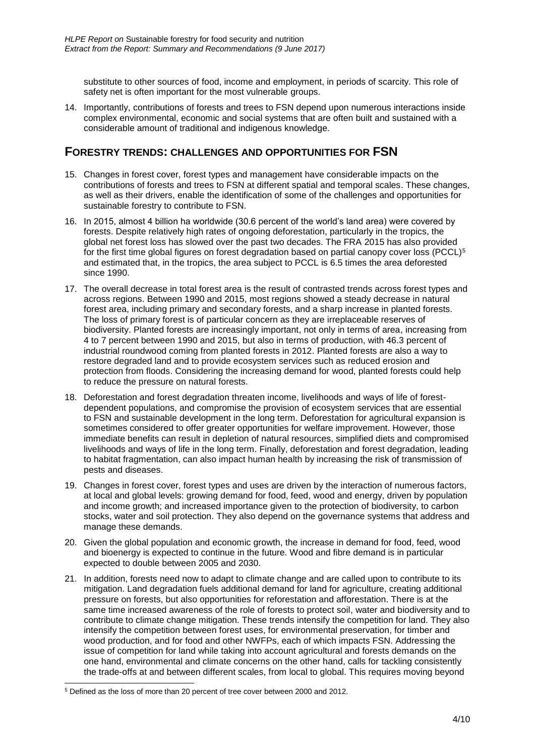substitute to other sources of food, income and employment, in periods of scarcity. This role of safety net is often important for the most vulnerable groups.

14. Importantly, contributions of forests and trees to FSN depend upon numerous interactions inside complex environmental, economic and social systems that are often built and sustained with a considerable amount of traditional and indigenous knowledge.

## FORESTRY TRENDS: CHALLENGES AND OPPORTUNITIES FOR FSN

15. Changes in forest cover, forest types and management have considerable impacts on the contributions of forests and trees to FSN at different spatial and temporal scales. These changes, as well as their drivers, enable the identification of some of the challenges and opportunities for sustainable forestry to contribute to FSN.

16. In 2015, almost 4 billion ha worldwide (30.6 percent of the world's land area) were covered by forests. Despite relatively high rates of ongoing deforestation, particularly in the tropics, the global net forest loss has slowed over the past two decades. The FRA 2015 has also provided for the first time global figures on forest degradation based on partial canopy cover loss (PCCL)[5] and estimated that, in the tropics, the area subject to PCCL is 6.5 times the area deforested since 1990.

17. The overall decrease in total forest area is the result of contrasted trends across forest types and across regions. Between 1990 and 2015, most regions showed a steady decrease in natural forest area, including primary and secondary forests, and a sharp increase in planted forests. The loss of primary forest is of particular concern as they are irreplaceable reserves of biodiversity. Planted forests are increasingly important, not only in terms of area, increasing from 4 to 7 percent between 1990 and 2015, but also in terms of production, with 46.3 percent of industrial roundwood coming from planted forests in 2012. Planted forests are also a way to restore degraded land and to provide ecosystem services such as reduced erosion and protection from floods. Considering the increasing demand for wood, planted forests could help to reduce the pressure on natural forests.

18. Deforestation and forest degradation threaten income, livelihoods and ways of life of forest-dependent populations, and compromise the provision of ecosystem services that are essential to FSN and sustainable development in the long term. Deforestation for agricultural expansion is sometimes considered to offer greater opportunities for welfare improvement. However, those immediate benefits can result in depletion of natural resources, simplified diets and compromised livelihoods and ways of life in the long term. Finally, deforestation and forest degradation, leading to habitat fragmentation, can also impact human health by increasing the risk of transmission of pests and diseases.

19. Changes in forest cover, forest types and uses are driven by the interaction of numerous factors, at local and global levels: growing demand for food, feed, wood and energy, driven by population and income growth; and increased importance given to the protection of biodiversity, to carbon stocks, water and soil protection. They also depend on the governance systems that address and manage these demands.

20. Given the global population and economic growth, the increase in demand for food, feed, wood and bioenergy is expected to continue in the future. Wood and fibre demand is in particular expected to double between 2005 and 2030.

21. In addition, forests need now to adapt to climate change and are called upon to contribute to its mitigation. Land degradation fuels additional demand for land for agriculture, creating additional pressure on forests, but also opportunities for reforestation and afforestation. There is at the same time increased awareness of the role of forests to protect soil, water and biodiversity and to contribute to climate change mitigation. These trends intensify the competition for land. They also intensify the competition between forest uses, for environmental preservation, for timber and wood production, and for food and other NWFPs, each of which impacts FSN. Addressing the issue of competition for land while taking into account agricultural and forests demands on the one hand, environmental and climate concerns on the other hand, calls for tackling consistently the trade-offs at and between different scales, from local to global. This requires moving beyond

[5] Defined as the loss of more than 20 percent of tree cover between 2000 and 2012.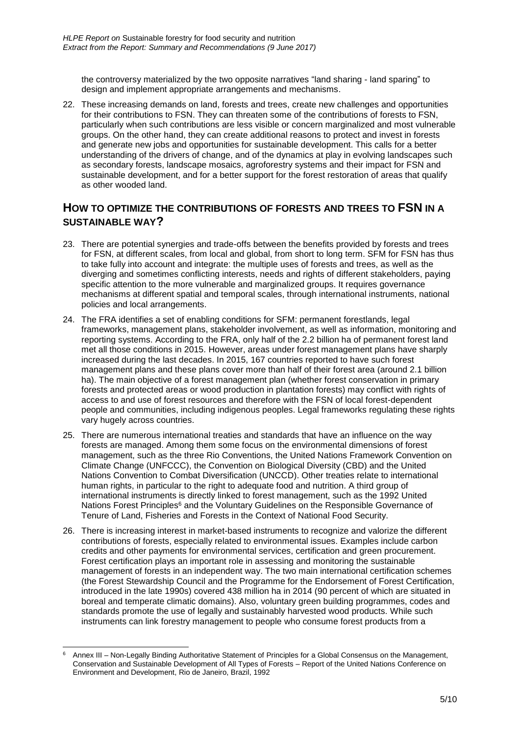the controversy materialized by the two opposite narratives "land sharing - land sparing" to design and implement appropriate arrangements and mechanisms.

22. These increasing demands on land, forests and trees, create new challenges and opportunities for their contributions to FSN. They can threaten some of the contributions of forests to FSN, particularly when such contributions are less visible or concern marginalized and most vulnerable groups. On the other hand, they can create additional reasons to protect and invest in forests and generate new jobs and opportunities for sustainable development. This calls for a better understanding of the drivers of change, and of the dynamics at play in evolving landscapes such as secondary forests, landscape mosaics, agroforestry systems and their impact for FSN and sustainable development, and for a better support for the forest restoration of areas that qualify as other wooded land.

## HOW TO OPTIMIZE THE CONTRIBUTIONS OF FORESTS AND TREES TO FSN IN A SUSTAINABLE WAY?

23. There are potential synergies and trade-offs between the benefits provided by forests and trees for FSN, at different scales, from local and global, from short to long term. SFM for FSN has thus to take fully into account and integrate: the multiple uses of forests and trees, as well as the diverging and sometimes conflicting interests, needs and rights of different stakeholders, paying specific attention to the more vulnerable and marginalized groups. It requires governance mechanisms at different spatial and temporal scales, through international instruments, national policies and local arrangements.

24. The FRA identifies a set of enabling conditions for SFM: permanent forestlands, legal frameworks, management plans, stakeholder involvement, as well as information, monitoring and reporting systems. According to the FRA, only half of the 2.2 billion ha of permanent forest land met all those conditions in 2015. However, areas under forest management plans have sharply increased during the last decades. In 2015, 167 countries reported to have such forest management plans and these plans cover more than half of their forest area (around 2.1 billion ha). The main objective of a forest management plan (whether forest conservation in primary forests and protected areas or wood production in plantation forests) may conflict with rights of access to and use of forest resources and therefore with the FSN of local forest-dependent people and communities, including indigenous peoples. Legal frameworks regulating these rights vary hugely across countries.

25. There are numerous international treaties and standards that have an influence on the way forests are managed. Among them some focus on the environmental dimensions of forest management, such as the three Rio Conventions, the United Nations Framework Convention on Climate Change (UNFCCC), the Convention on Biological Diversity (CBD) and the United Nations Convention to Combat Diversification (UNCCD). Other treaties relate to international human rights, in particular to the right to adequate food and nutrition. A third group of international instruments is directly linked to forest management, such as the 1992 United Nations Forest Principles[6] and the Voluntary Guidelines on the Responsible Governance of Tenure of Land, Fisheries and Forests in the Context of National Food Security.

26. There is increasing interest in market-based instruments to recognize and valorize the different contributions of forests, especially related to environmental issues. Examples include carbon credits and other payments for environmental services, certification and green procurement. Forest certification plays an important role in assessing and monitoring the sustainable management of forests in an independent way. The two main international certification schemes (the Forest Stewardship Council and the Programme for the Endorsement of Forest Certification, introduced in the late 1990s) covered 438 million ha in 2014 (90 percent of which are situated in boreal and temperate climatic domains). Also, voluntary green building programmes, codes and standards promote the use of legally and sustainably harvested wood products. While such instruments can link forestry management to people who consume forest products from a

[6] Annex III – Non-Legally Binding Authoritative Statement of Principles for a Global Consensus on the Management, Conservation and Sustainable Development of All Types of Forests – Report of the United Nations Conference on Environment and Development, Rio de Janeiro, Brazil, 1992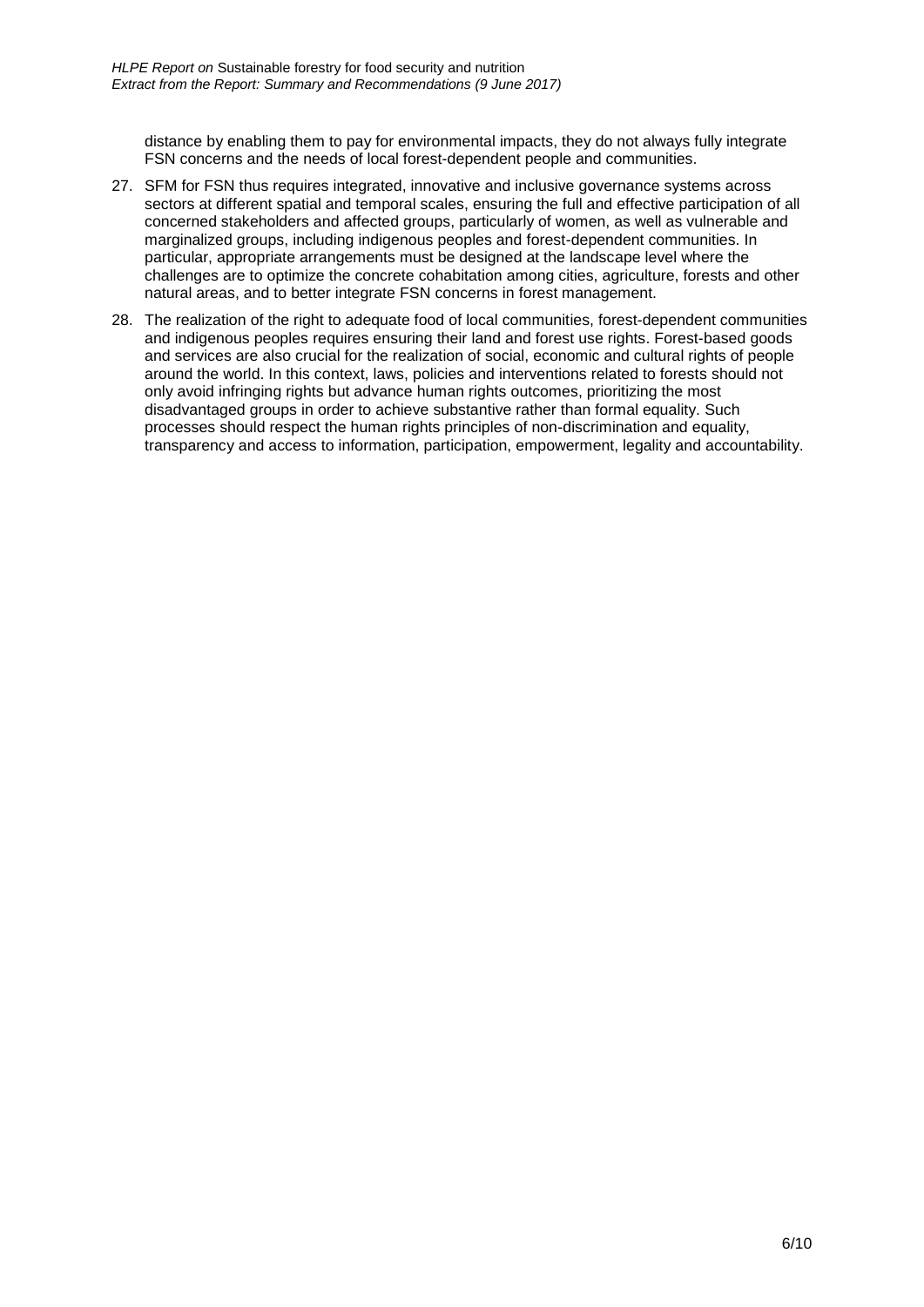distance by enabling them to pay for environmental impacts, they do not always fully integrate FSN concerns and the needs of local forest-dependent people and communities.

27. SFM for FSN thus requires integrated, innovative and inclusive governance systems across sectors at different spatial and temporal scales, ensuring the full and effective participation of all concerned stakeholders and affected groups, particularly of women, as well as vulnerable and marginalized groups, including indigenous peoples and forest-dependent communities. In particular, appropriate arrangements must be designed at the landscape level where the challenges are to optimize the concrete cohabitation among cities, agriculture, forests and other natural areas, and to better integrate FSN concerns in forest management.

28. The realization of the right to adequate food of local communities, forest-dependent communities and indigenous peoples requires ensuring their land and forest use rights. Forest-based goods and services are also crucial for the realization of social, economic and cultural rights of people around the world. In this context, laws, policies and interventions related to forests should not only avoid infringing rights but advance human rights outcomes, prioritizing the most disadvantaged groups in order to achieve substantive rather than formal equality. Such processes should respect the human rights principles of non-discrimination and equality, transparency and access to information, participation, empowerment, legality and accountability.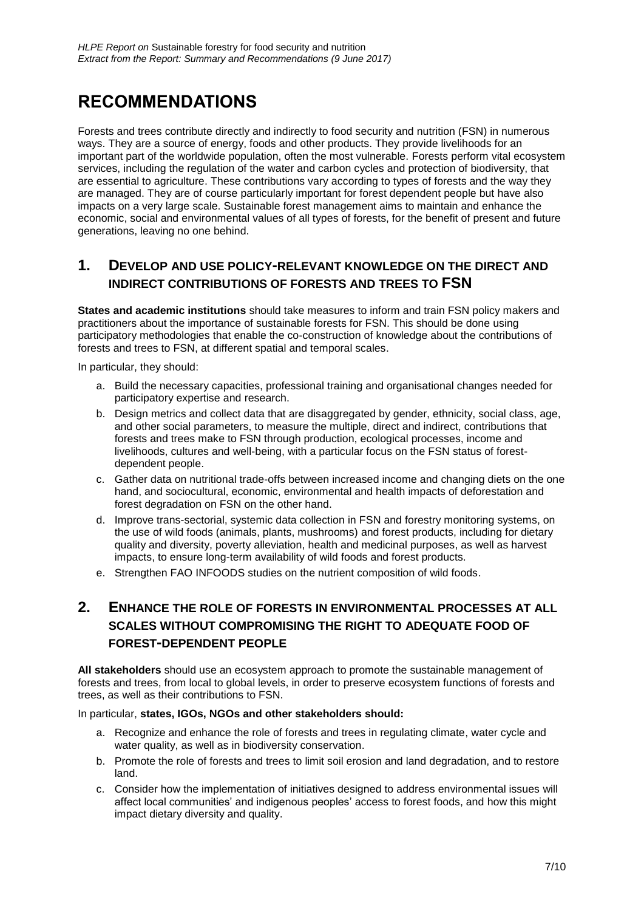# RECOMMENDATIONS

Forests and trees contribute directly and indirectly to food security and nutrition (FSN) in numerous ways. They are a source of energy, foods and other products. They provide livelihoods for an important part of the worldwide population, often the most vulnerable. Forests perform vital ecosystem services, including the regulation of the water and carbon cycles and protection of biodiversity, that are essential to agriculture. These contributions vary according to types of forests and the way they are managed. They are of course particularly important for forest dependent people but have also impacts on a very large scale. Sustainable forest management aims to maintain and enhance the economic, social and environmental values of all types of forests, for the benefit of present and future generations, leaving no one behind.

## 1. DEVELOP AND USE POLICY-RELEVANT KNOWLEDGE ON THE DIRECT AND INDIRECT CONTRIBUTIONS OF FORESTS AND TREES TO FSN

**States and academic institutions** should take measures to inform and train FSN policy makers and practitioners about the importance of sustainable forests for FSN. This should be done using participatory methodologies that enable the co-construction of knowledge about the contributions of forests and trees to FSN, at different spatial and temporal scales.

In particular, they should:

a. Build the necessary capacities, professional training and organisational changes needed for participatory expertise and research.
b. Design metrics and collect data that are disaggregated by gender, ethnicity, social class, age, and other social parameters, to measure the multiple, direct and indirect, contributions that forests and trees make to FSN through production, ecological processes, income and livelihoods, cultures and well-being, with a particular focus on the FSN status of forest-dependent people.
c. Gather data on nutritional trade-offs between increased income and changing diets on the one hand, and sociocultural, economic, environmental and health impacts of deforestation and forest degradation on FSN on the other hand.
d. Improve trans-sectorial, systemic data collection in FSN and forestry monitoring systems, on the use of wild foods (animals, plants, mushrooms) and forest products, including for dietary quality and diversity, poverty alleviation, health and medicinal purposes, as well as harvest impacts, to ensure long-term availability of wild foods and forest products.
e. Strengthen FAO INFOODS studies on the nutrient composition of wild foods.

## 2. ENHANCE THE ROLE OF FORESTS IN ENVIRONMENTAL PROCESSES AT ALL SCALES WITHOUT COMPROMISING THE RIGHT TO ADEQUATE FOOD OF FOREST-DEPENDENT PEOPLE

**All stakeholders** should use an ecosystem approach to promote the sustainable management of forests and trees, from local to global levels, in order to preserve ecosystem functions of forests and trees, as well as their contributions to FSN.

In particular, **states, IGOs, NGOs and other stakeholders should:**

a. Recognize and enhance the role of forests and trees in regulating climate, water cycle and water quality, as well as in biodiversity conservation.
b. Promote the role of forests and trees to limit soil erosion and land degradation, and to restore land.
c. Consider how the implementation of initiatives designed to address environmental issues will affect local communities' and indigenous peoples' access to forest foods, and how this might impact dietary diversity and quality.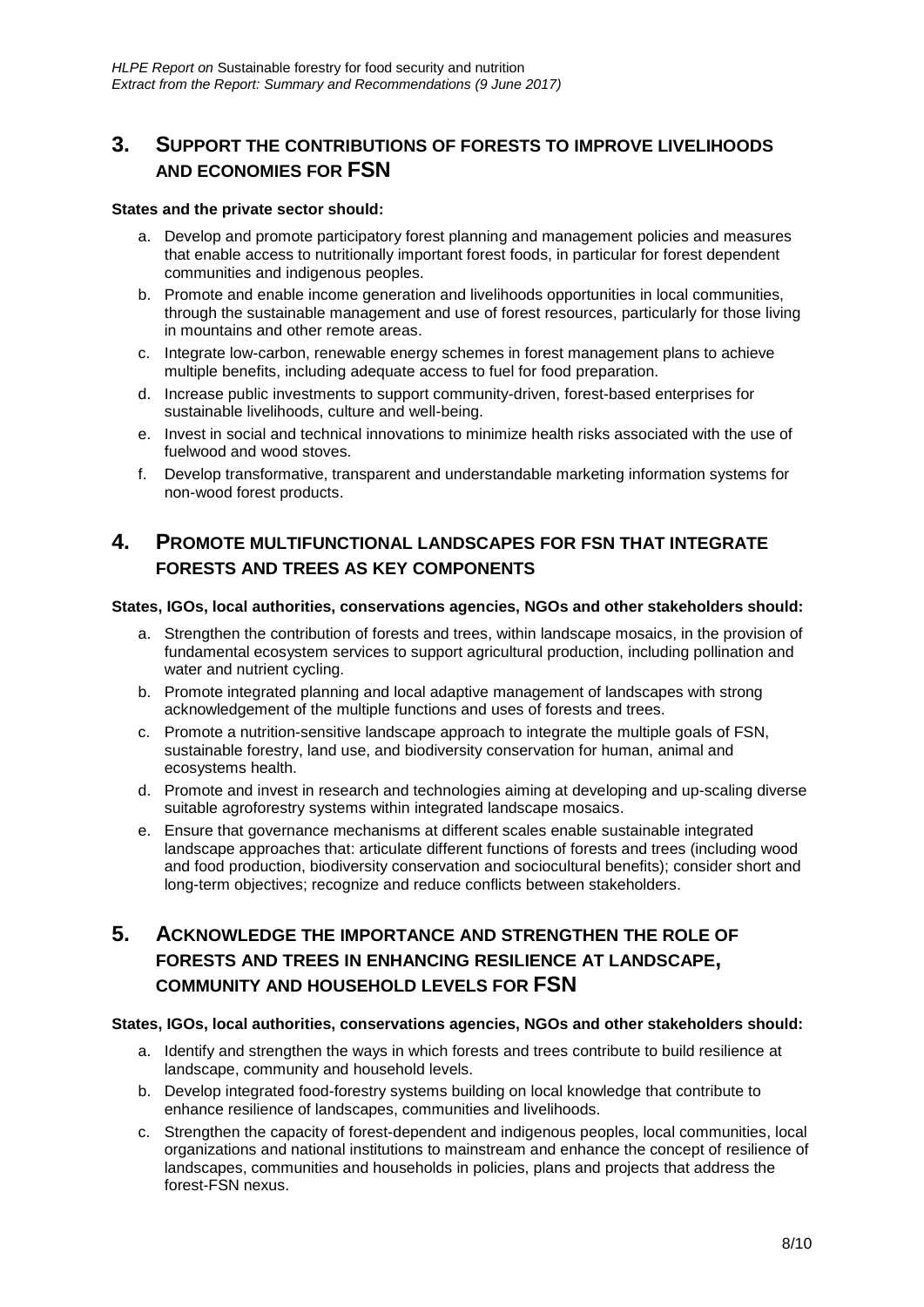## 3. Support the contributions of forests to improve livelihoods and economies for FSN

**States and the private sector should:**

a. Develop and promote participatory forest planning and management policies and measures that enable access to nutritionally important forest foods, in particular for forest dependent communities and indigenous peoples.

b. Promote and enable income generation and livelihoods opportunities in local communities, through the sustainable management and use of forest resources, particularly for those living in mountains and other remote areas.

c. Integrate low-carbon, renewable energy schemes in forest management plans to achieve multiple benefits, including adequate access to fuel for food preparation.

d. Increase public investments to support community-driven, forest-based enterprises for sustainable livelihoods, culture and well-being.

e. Invest in social and technical innovations to minimize health risks associated with the use of fuelwood and wood stoves.

f. Develop transformative, transparent and understandable marketing information systems for non-wood forest products.

## 4. Promote multifunctional landscapes for FSN that integrate forests and trees as key components

**States, IGOs, local authorities, conservations agencies, NGOs and other stakeholders should:**

a. Strengthen the contribution of forests and trees, within landscape mosaics, in the provision of fundamental ecosystem services to support agricultural production, including pollination and water and nutrient cycling.

b. Promote integrated planning and local adaptive management of landscapes with strong acknowledgement of the multiple functions and uses of forests and trees.

c. Promote a nutrition-sensitive landscape approach to integrate the multiple goals of FSN, sustainable forestry, land use, and biodiversity conservation for human, animal and ecosystems health.

d. Promote and invest in research and technologies aiming at developing and up-scaling diverse suitable agroforestry systems within integrated landscape mosaics.

e. Ensure that governance mechanisms at different scales enable sustainable integrated landscape approaches that: articulate different functions of forests and trees (including wood and food production, biodiversity conservation and sociocultural benefits); consider short and long-term objectives; recognize and reduce conflicts between stakeholders.

## 5. Acknowledge the importance and strengthen the role of forests and trees in enhancing resilience at landscape, community and household levels for FSN

**States, IGOs, local authorities, conservations agencies, NGOs and other stakeholders should:**

a. Identify and strengthen the ways in which forests and trees contribute to build resilience at landscape, community and household levels.

b. Develop integrated food-forestry systems building on local knowledge that contribute to enhance resilience of landscapes, communities and livelihoods.

c. Strengthen the capacity of forest-dependent and indigenous peoples, local communities, local organizations and national institutions to mainstream and enhance the concept of resilience of landscapes, communities and households in policies, plans and projects that address the forest-FSN nexus.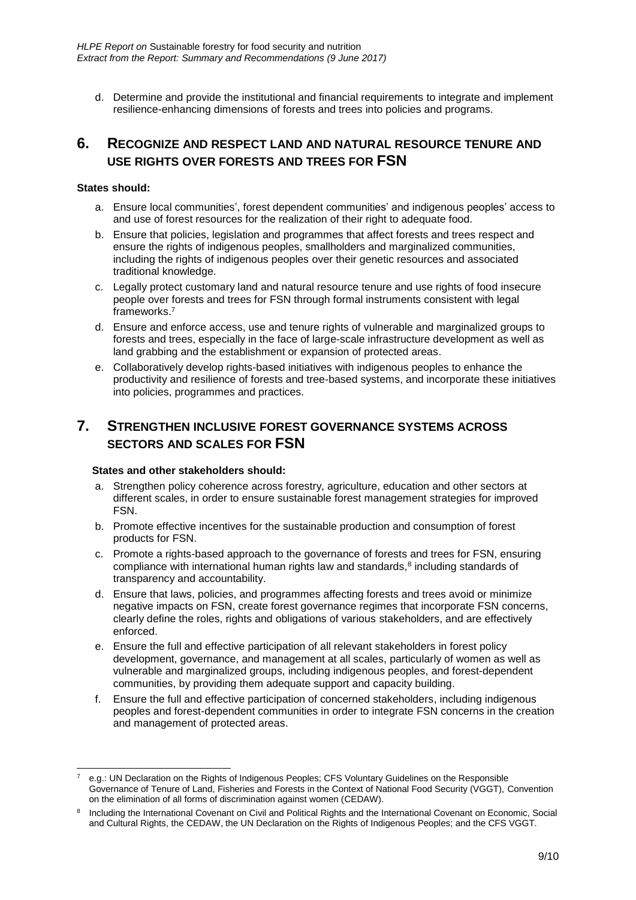d. Determine and provide the institutional and financial requirements to integrate and implement resilience-enhancing dimensions of forests and trees into policies and programs.

## 6. Recognize and respect land and natural resource tenure and use rights over forests and trees for FSN

**States should:**

a. Ensure local communities', forest dependent communities' and indigenous peoples' access to and use of forest resources for the realization of their right to adequate food.

b. Ensure that policies, legislation and programmes that affect forests and trees respect and ensure the rights of indigenous peoples, smallholders and marginalized communities, including the rights of indigenous peoples over their genetic resources and associated traditional knowledge.

c. Legally protect customary land and natural resource tenure and use rights of food insecure people over forests and trees for FSN through formal instruments consistent with legal frameworks.[7]

d. Ensure and enforce access, use and tenure rights of vulnerable and marginalized groups to forests and trees, especially in the face of large-scale infrastructure development as well as land grabbing and the establishment or expansion of protected areas.

e. Collaboratively develop rights-based initiatives with indigenous peoples to enhance the productivity and resilience of forests and tree-based systems, and incorporate these initiatives into policies, programmes and practices.

## 7. Strengthen inclusive forest governance systems across sectors and scales for FSN

**States and other stakeholders should:**

a. Strengthen policy coherence across forestry, agriculture, education and other sectors at different scales, in order to ensure sustainable forest management strategies for improved FSN.

b. Promote effective incentives for the sustainable production and consumption of forest products for FSN.

c. Promote a rights-based approach to the governance of forests and trees for FSN, ensuring compliance with international human rights law and standards,[8] including standards of transparency and accountability.

d. Ensure that laws, policies, and programmes affecting forests and trees avoid or minimize negative impacts on FSN, create forest governance regimes that incorporate FSN concerns, clearly define the roles, rights and obligations of various stakeholders, and are effectively enforced.

e. Ensure the full and effective participation of all relevant stakeholders in forest policy development, governance, and management at all scales, particularly of women as well as vulnerable and marginalized groups, including indigenous peoples, and forest-dependent communities, by providing them adequate support and capacity building.

f. Ensure the full and effective participation of concerned stakeholders, including indigenous peoples and forest-dependent communities in order to integrate FSN concerns in the creation and management of protected areas.

---

[7] e.g.: UN Declaration on the Rights of Indigenous Peoples; CFS Voluntary Guidelines on the Responsible Governance of Tenure of Land, Fisheries and Forests in the Context of National Food Security (VGGT), Convention on the elimination of all forms of discrimination against women (CEDAW).

[8] Including the International Covenant on Civil and Political Rights and the International Covenant on Economic, Social and Cultural Rights, the CEDAW, the UN Declaration on the Rights of Indigenous Peoples; and the CFS VGGT.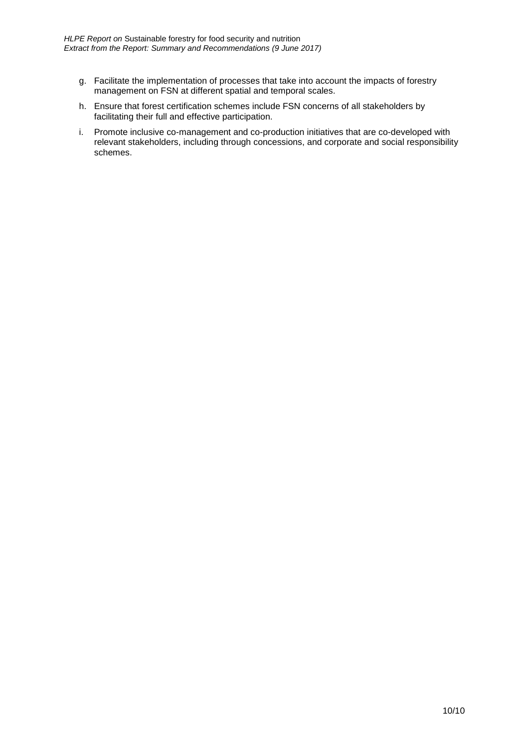g. Facilitate the implementation of processes that take into account the impacts of forestry management on FSN at different spatial and temporal scales.

h. Ensure that forest certification schemes include FSN concerns of all stakeholders by facilitating their full and effective participation.

i. Promote inclusive co-management and co-production initiatives that are co-developed with relevant stakeholders, including through concessions, and corporate and social responsibility schemes.